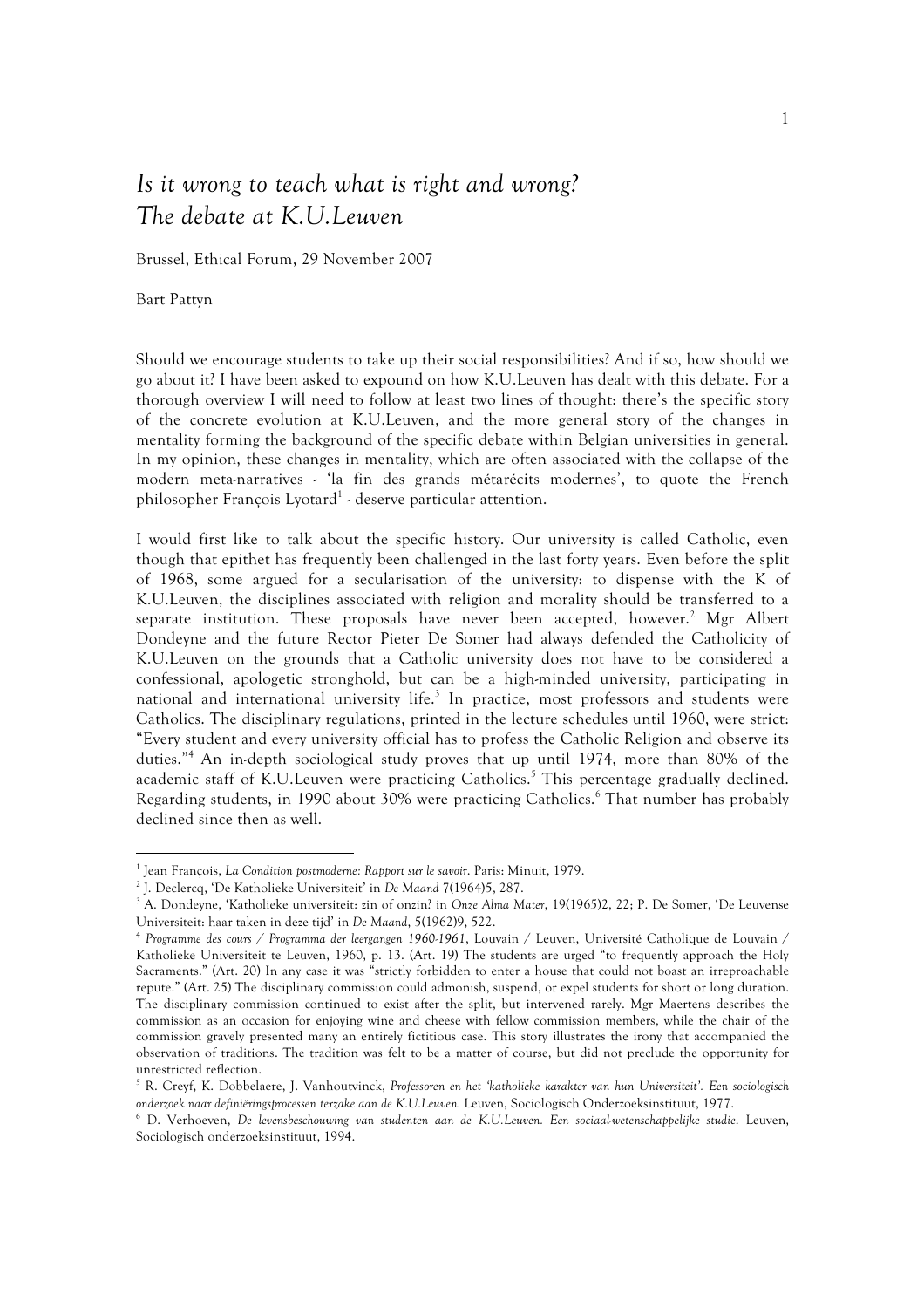# *Is it wrong to teach what is right and wrong? The debate at K.U.Leuven*

Brussel, Ethical Forum, 29 November 2007

Bart Pattyn

Should we encourage students to take up their social responsibilities? And if so, how should we go about it? I have been asked to expound on how K.U.Leuven has dealt with this debate. For a thorough overview I will need to follow at least two lines of thought: there's the specific story of the concrete evolution at K.U.Leuven, and the more general story of the changes in mentality forming the background of the specific debate within Belgian universities in general. In my opinion, these changes in mentality, which are often associated with the collapse of the modern meta-narratives - 'la fin des grands métarécits modernes', to quote the French philosopher François Lyotard[1] - deserve particular attention.

I would first like to talk about the specific history. Our university is called Catholic, even though that epithet has frequently been challenged in the last forty years. Even before the split of 1968, some argued for a secularisation of the university: to dispense with the K of K.U.Leuven, the disciplines associated with religion and morality should be transferred to a separate institution. These proposals have never been accepted, however.[2] Mgr Albert Dondeyne and the future Rector Pieter De Somer had always defended the Catholicity of K.U.Leuven on the grounds that a Catholic university does not have to be considered a confessional, apologetic stronghold, but can be a high-minded university, participating in national and international university life.[3] In practice, most professors and students were Catholics. The disciplinary regulations, printed in the lecture schedules until 1960, were strict: "Every student and every university official has to profess the Catholic Religion and observe its duties."[4] An in-depth sociological study proves that up until 1974, more than 80% of the academic staff of K.U.Leuven were practicing Catholics.[5] This percentage gradually declined. Regarding students, in 1990 about 30% were practicing Catholics.[6] That number has probably declined since then as well.

---

[1] Jean François, *La Condition postmoderne: Rapport sur le savoir*. Paris: Minuit, 1979.

[2] J. Declercq, 'De Katholieke Universiteit' in *De Maand* 7(1964)5, 287.

[3] A. Dondeyne, 'Katholieke universiteit: zin of onzin?' in *Onze Alma Mater*, 19(1965)2, 22; P. De Somer, 'De Leuvense Universiteit: haar taken in deze tijd' in *De Maand*, 5(1962)9, 522.

[4] *Programme des cours / Programma der leergangen 1960-1961*, Louvain / Leuven, Université Catholique de Louvain / Katholieke Universiteit te Leuven, 1960, p. 13. (Art. 19) The students are urged "to frequently approach the Holy Sacraments." (Art. 20) In any case it was "strictly forbidden to enter a house that could not boast an irreproachable repute." (Art. 25) The disciplinary commission could admonish, suspend, or expel students for short or long duration. The disciplinary commission continued to exist after the split, but intervened rarely. Mgr Maertens describes the commission as an occasion for enjoying wine and cheese with fellow commission members, while the chair of the commission gravely presented many an entirely fictitious case. This story illustrates the irony that accompanied the observation of traditions. The tradition was felt to be a matter of course, but did not preclude the opportunity for unrestricted reflection.

[5] R. Creyf, K. Dobbelaere, J. Vanhoutvinck, *Professoren en het 'katholieke karakter van hun Universiteit'. Een sociologisch onderzoek naar definiëringsprocessen terzake aan de K.U.Leuven*. Leuven, Sociologisch Onderzoeksinstituut, 1977.

[6] D. Verhoeven, *De levensbeschouwing van studenten aan de K.U.Leuven. Een sociaal-wetenschappelijke studie*. Leuven, Sociologisch onderzoeksinstituut, 1994.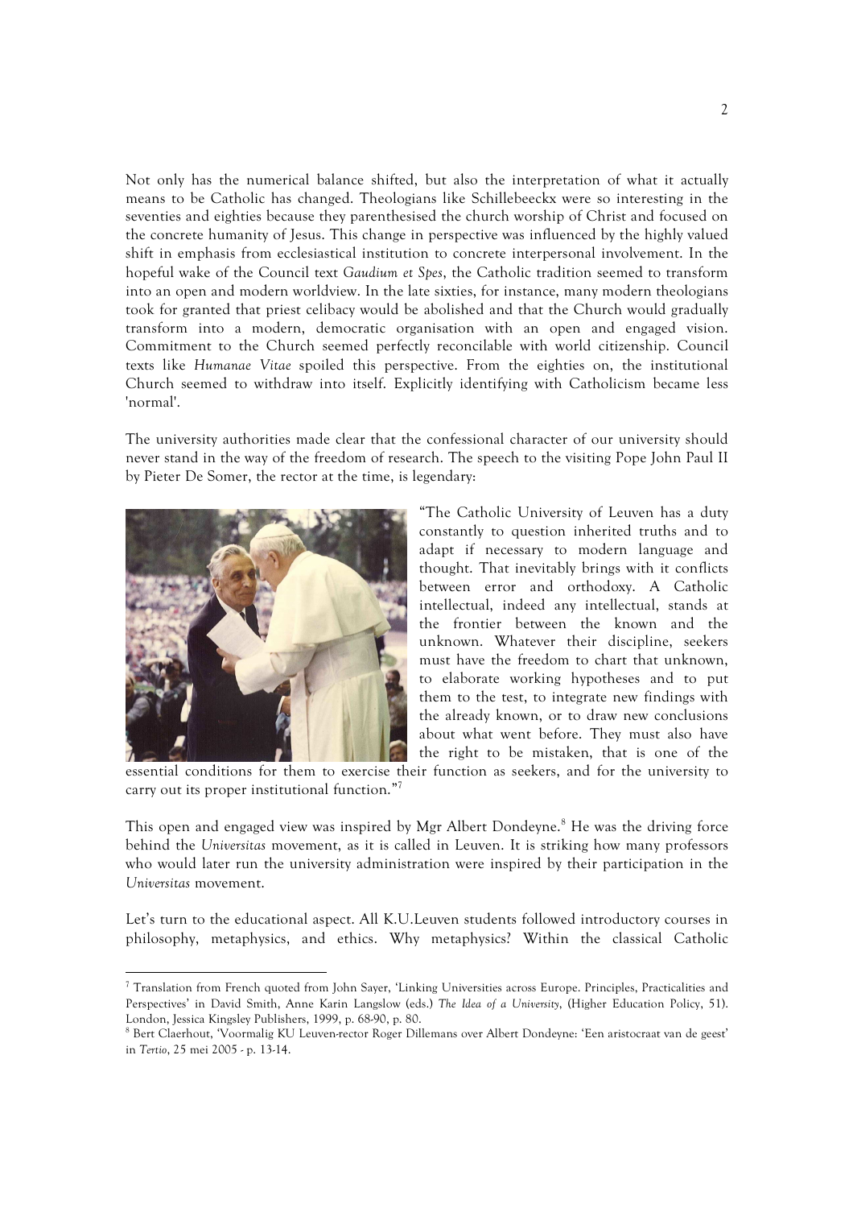Not only has the numerical balance shifted, but also the interpretation of what it actually means to be Catholic has changed. Theologians like Schillebeeckx were so interesting in the seventies and eighties because they parenthesised the church worship of Christ and focused on the concrete humanity of Jesus. This change in perspective was influenced by the highly valued shift in emphasis from ecclesiastical institution to concrete interpersonal involvement. In the hopeful wake of the Council text *Gaudium et Spes*, the Catholic tradition seemed to transform into an open and modern worldview. In the late sixties, for instance, many modern theologians took for granted that priest celibacy would be abolished and that the Church would gradually transform into a modern, democratic organisation with an open and engaged vision. Commitment to the Church seemed perfectly reconcilable with world citizenship. Council texts like *Humanae Vitae* spoiled this perspective. From the eighties on, the institutional Church seemed to withdraw into itself. Explicitly identifying with Catholicism became less 'normal'.

The university authorities made clear that the confessional character of our university should never stand in the way of the freedom of research. The speech to the visiting Pope John Paul II by Pieter De Somer, the rector at the time, is legendary:

> "The Catholic University of Leuven has a duty constantly to question inherited truths and to adapt if necessary to modern language and thought. That inevitably brings with it conflicts between error and orthodoxy. A Catholic intellectual, indeed any intellectual, stands at the frontier between the known and the unknown. Whatever their discipline, seekers must have the freedom to chart that unknown, to elaborate working hypotheses and to put them to the test, to integrate new findings with the already known, or to draw new conclusions about what went before. They must also have the right to be mistaken, that is one of the essential conditions for them to exercise their function as seekers, and for the university to carry out its proper institutional function."[7]

This open and engaged view was inspired by Mgr Albert Dondeyne.[8] He was the driving force behind the *Universitas* movement, as it is called in Leuven. It is striking how many professors who would later run the university administration were inspired by their participation in the *Universitas* movement.

Let's turn to the educational aspect. All K.U.Leuven students followed introductory courses in philosophy, metaphysics, and ethics. Why metaphysics? Within the classical Catholic

---

[7] Translation from French quoted from John Sayer, 'Linking Universities across Europe. Principles, Practicalities and Perspectives' in David Smith, Anne Karin Langslow (eds.) *The Idea of a University*, (Higher Education Policy, 51). London, Jessica Kingsley Publishers, 1999, p. 68-90, p. 80.

[8] Bert Claerhout, 'Voormalig KU Leuven-rector Roger Dillemans over Albert Dondeyne: 'Een aristocraat van de geest' in *Tertio*, 25 mei 2005 - p. 13-14.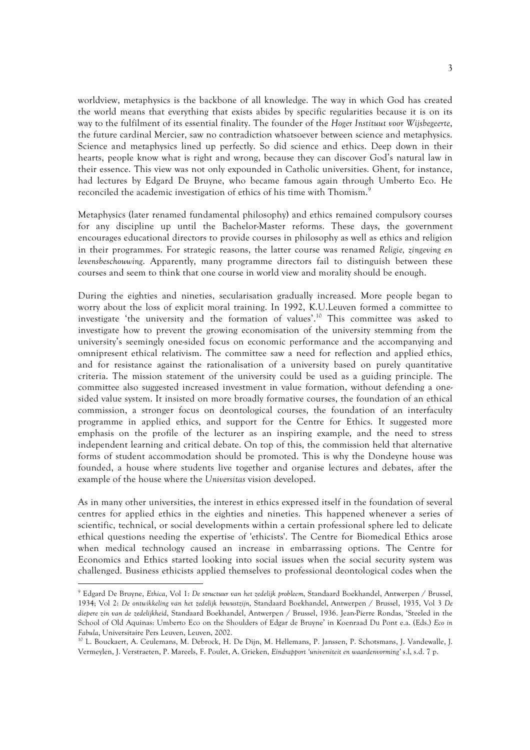worldview, metaphysics is the backbone of all knowledge. The way in which God has created the world means that everything that exists abides by specific regularities because it is on its way to the fulfilment of its essential finality. The founder of the *Hoger Instituut voor Wijsbegeerte*, the future cardinal Mercier, saw no contradiction whatsoever between science and metaphysics. Science and metaphysics lined up perfectly. So did science and ethics. Deep down in their hearts, people know what is right and wrong, because they can discover God's natural law in their essence. This view was not only expounded in Catholic universities. Ghent, for instance, had lectures by Edgard De Bruyne, who became famous again through Umberto Eco. He reconciled the academic investigation of ethics of his time with Thomism.[9]

Metaphysics (later renamed fundamental philosophy) and ethics remained compulsory courses for any discipline up until the Bachelor-Master reforms. These days, the government encourages educational directors to provide courses in philosophy as well as ethics and religion in their programmes. For strategic reasons, the latter course was renamed *Religie, zingeving en levensbeschouwing*. Apparently, many programme directors fail to distinguish between these courses and seem to think that one course in world view and morality should be enough.

During the eighties and nineties, secularisation gradually increased. More people began to worry about the loss of explicit moral training. In 1992, K.U.Leuven formed a committee to investigate 'the university and the formation of values'.[10] This committee was asked to investigate how to prevent the growing economisation of the university stemming from the university's seemingly one-sided focus on economic performance and the accompanying and omnipresent ethical relativism. The committee saw a need for reflection and applied ethics, and for resistance against the rationalisation of a university based on purely quantitative criteria. The mission statement of the university could be used as a guiding principle. The committee also suggested increased investment in value formation, without defending a one-sided value system. It insisted on more broadly formative courses, the foundation of an ethical commission, a stronger focus on deontological courses, the foundation of an interfaculty programme in applied ethics, and support for the Centre for Ethics. It suggested more emphasis on the profile of the lecturer as an inspiring example, and the need to stress independent learning and critical debate. On top of this, the commission held that alternative forms of student accommodation should be promoted. This is why the Dondeyne house was founded, a house where students live together and organise lectures and debates, after the example of the house where the *Universitas* vision developed.

As in many other universities, the interest in ethics expressed itself in the foundation of several centres for applied ethics in the eighties and nineties. This happened whenever a series of scientific, technical, or social developments within a certain professional sphere led to delicate ethical questions needing the expertise of 'ethicists'. The Centre for Biomedical Ethics arose when medical technology caused an increase in embarrassing options. The Centre for Economics and Ethics started looking into social issues when the social security system was challenged. Business ethicists applied themselves to professional deontological codes when the

---

[9] Edgard De Bruyne, *Ethica*, Vol 1: *De structuur van het zedelijk probleem*, Standaard Boekhandel, Antwerpen / Brussel, 1934; Vol 2: *De ontwikkeling van het zedelijk bewustzijn*, Standaard Boekhandel, Antwerpen / Brussel, 1935, Vol 3 *De diepere zin van de zedelijkheid*, Standaard Boekhandel, Antwerpen / Brussel, 1936. Jean-Pierre Rondas, 'Steeled in the School of Old Aquinas: Umberto Eco on the Shoulders of Edgar de Bruyne' in Koenraad Du Pont e.a. (Eds.) *Eco in Fabula*, Universitaire Pers Leuven, Leuven, 2002.

[10] L. Bouckaert, A. Ceulemans, M. Debrock, H. De Dijn, M. Hellemans, P. Janssen, P. Schotsmans, J. Vandewalle, J. Vermeylen, J. Verstraeten, P. Mareels, F. Poulet, A. Grieken, *Eindrapport 'universiteit en waardenvorming'* s.l, s.d. 7 p.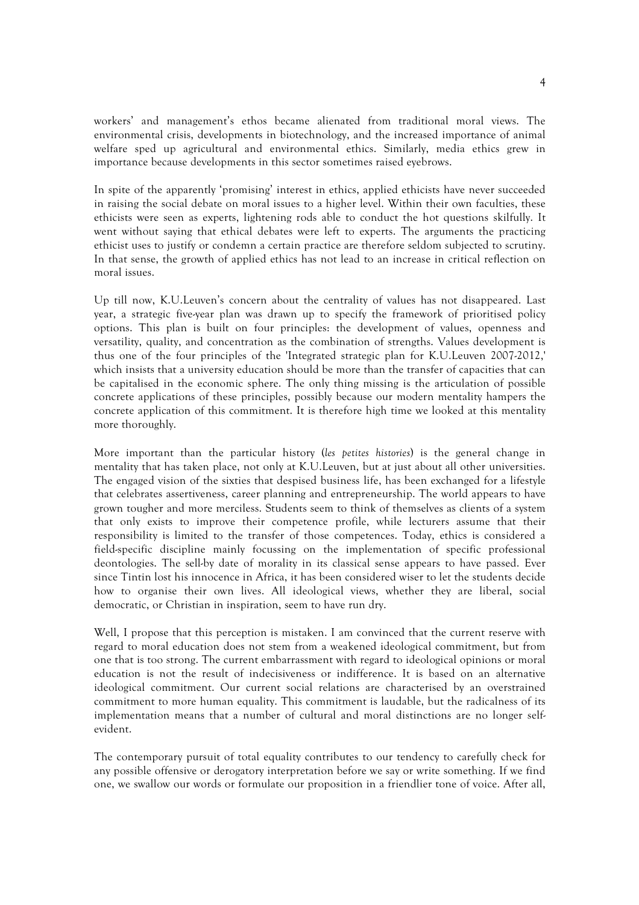workers' and management's ethos became alienated from traditional moral views. The environmental crisis, developments in biotechnology, and the increased importance of animal welfare sped up agricultural and environmental ethics. Similarly, media ethics grew in importance because developments in this sector sometimes raised eyebrows.

In spite of the apparently 'promising' interest in ethics, applied ethicists have never succeeded in raising the social debate on moral issues to a higher level. Within their own faculties, these ethicists were seen as experts, lightening rods able to conduct the hot questions skilfully. It went without saying that ethical debates were left to experts. The arguments the practicing ethicist uses to justify or condemn a certain practice are therefore seldom subjected to scrutiny. In that sense, the growth of applied ethics has not lead to an increase in critical reflection on moral issues.

Up till now, K.U.Leuven's concern about the centrality of values has not disappeared. Last year, a strategic five-year plan was drawn up to specify the framework of prioritised policy options. This plan is built on four principles: the development of values, openness and versatility, quality, and concentration as the combination of strengths. Values development is thus one of the four principles of the 'Integrated strategic plan for K.U.Leuven 2007-2012,' which insists that a university education should be more than the transfer of capacities that can be capitalised in the economic sphere. The only thing missing is the articulation of possible concrete applications of these principles, possibly because our modern mentality hampers the concrete application of this commitment. It is therefore high time we looked at this mentality more thoroughly.

More important than the particular history (*les petites histories*) is the general change in mentality that has taken place, not only at K.U.Leuven, but at just about all other universities. The engaged vision of the sixties that despised business life, has been exchanged for a lifestyle that celebrates assertiveness, career planning and entrepreneurship. The world appears to have grown tougher and more merciless. Students seem to think of themselves as clients of a system that only exists to improve their competence profile, while lecturers assume that their responsibility is limited to the transfer of those competences. Today, ethics is considered a field-specific discipline mainly focussing on the implementation of specific professional deontologies. The sell-by date of morality in its classical sense appears to have passed. Ever since Tintin lost his innocence in Africa, it has been considered wiser to let the students decide how to organise their own lives. All ideological views, whether they are liberal, social democratic, or Christian in inspiration, seem to have run dry.

Well, I propose that this perception is mistaken. I am convinced that the current reserve with regard to moral education does not stem from a weakened ideological commitment, but from one that is too strong. The current embarrassment with regard to ideological opinions or moral education is not the result of indecisiveness or indifference. It is based on an alternative ideological commitment. Our current social relations are characterised by an overstrained commitment to more human equality. This commitment is laudable, but the radicalness of its implementation means that a number of cultural and moral distinctions are no longer self-evident.

The contemporary pursuit of total equality contributes to our tendency to carefully check for any possible offensive or derogatory interpretation before we say or write something. If we find one, we swallow our words or formulate our proposition in a friendlier tone of voice. After all,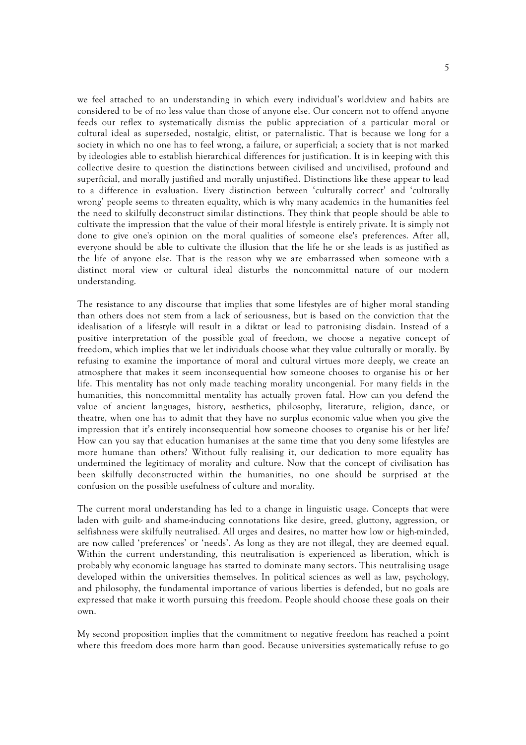we feel attached to an understanding in which every individual's worldview and habits are considered to be of no less value than those of anyone else. Our concern not to offend anyone feeds our reflex to systematically dismiss the public appreciation of a particular moral or cultural ideal as superseded, nostalgic, elitist, or paternalistic. That is because we long for a society in which no one has to feel wrong, a failure, or superficial; a society that is not marked by ideologies able to establish hierarchical differences for justification. It is in keeping with this collective desire to question the distinctions between civilised and uncivilised, profound and superficial, and morally justified and morally unjustified. Distinctions like these appear to lead to a difference in evaluation. Every distinction between 'culturally correct' and 'culturally wrong' people seems to threaten equality, which is why many academics in the humanities feel the need to skilfully deconstruct similar distinctions. They think that people should be able to cultivate the impression that the value of their moral lifestyle is entirely private. It is simply not done to give one's opinion on the moral qualities of someone else's preferences. After all, everyone should be able to cultivate the illusion that the life he or she leads is as justified as the life of anyone else. That is the reason why we are embarrassed when someone with a distinct moral view or cultural ideal disturbs the noncommittal nature of our modern understanding.

The resistance to any discourse that implies that some lifestyles are of higher moral standing than others does not stem from a lack of seriousness, but is based on the conviction that the idealisation of a lifestyle will result in a diktat or lead to patronising disdain. Instead of a positive interpretation of the possible goal of freedom, we choose a negative concept of freedom, which implies that we let individuals choose what they value culturally or morally. By refusing to examine the importance of moral and cultural virtues more deeply, we create an atmosphere that makes it seem inconsequential how someone chooses to organise his or her life. This mentality has not only made teaching morality uncongenial. For many fields in the humanities, this noncommittal mentality has actually proven fatal. How can you defend the value of ancient languages, history, aesthetics, philosophy, literature, religion, dance, or theatre, when one has to admit that they have no surplus economic value when you give the impression that it's entirely inconsequential how someone chooses to organise his or her life? How can you say that education humanises at the same time that you deny some lifestyles are more humane than others? Without fully realising it, our dedication to more equality has undermined the legitimacy of morality and culture. Now that the concept of civilisation has been skilfully deconstructed within the humanities, no one should be surprised at the confusion on the possible usefulness of culture and morality.

The current moral understanding has led to a change in linguistic usage. Concepts that were laden with guilt- and shame-inducing connotations like desire, greed, gluttony, aggression, or selfishness were skilfully neutralised. All urges and desires, no matter how low or high-minded, are now called 'preferences' or 'needs'. As long as they are not illegal, they are deemed equal. Within the current understanding, this neutralisation is experienced as liberation, which is probably why economic language has started to dominate many sectors. This neutralising usage developed within the universities themselves. In political sciences as well as law, psychology, and philosophy, the fundamental importance of various liberties is defended, but no goals are expressed that make it worth pursuing this freedom. People should choose these goals on their own.

My second proposition implies that the commitment to negative freedom has reached a point where this freedom does more harm than good. Because universities systematically refuse to go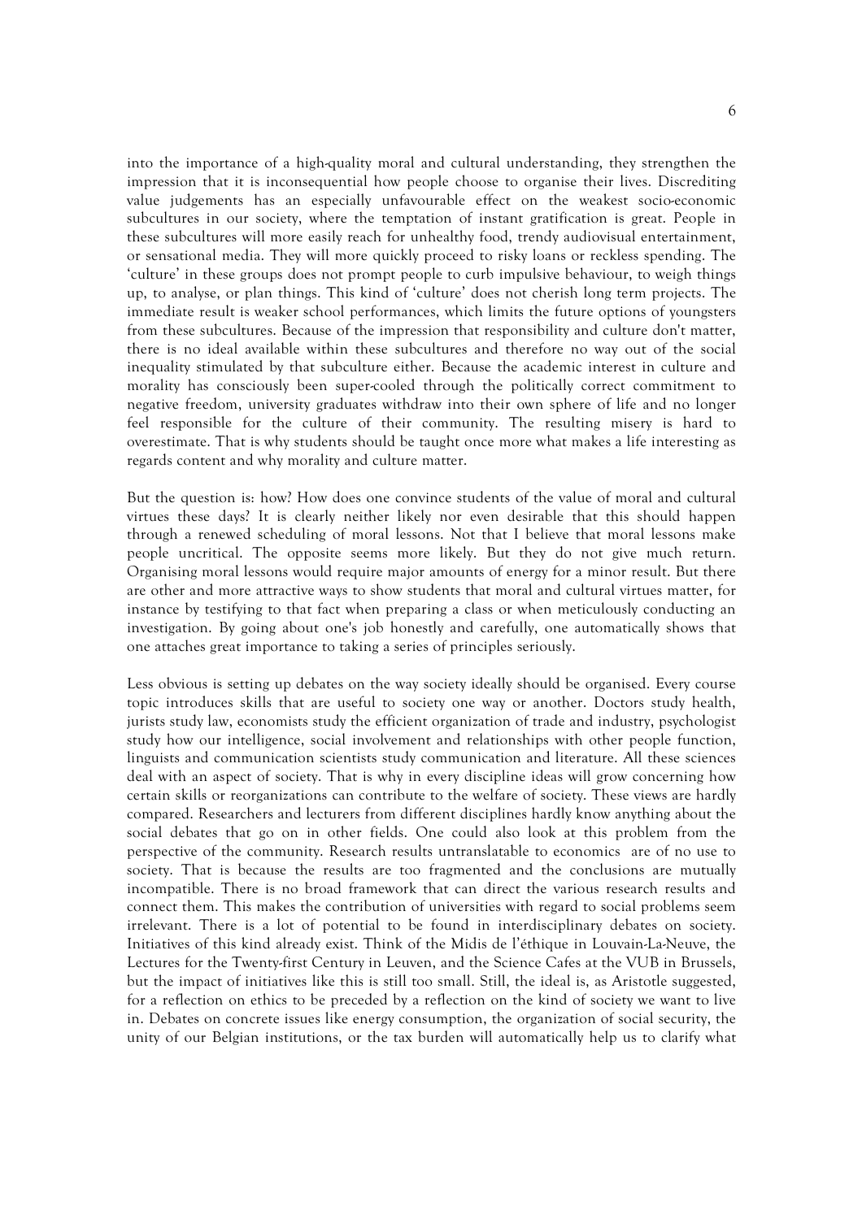into the importance of a high-quality moral and cultural understanding, they strengthen the impression that it is inconsequential how people choose to organise their lives. Discrediting value judgements has an especially unfavourable effect on the weakest socio-economic subcultures in our society, where the temptation of instant gratification is great. People in these subcultures will more easily reach for unhealthy food, trendy audiovisual entertainment, or sensational media. They will more quickly proceed to risky loans or reckless spending. The 'culture' in these groups does not prompt people to curb impulsive behaviour, to weigh things up, to analyse, or plan things. This kind of 'culture' does not cherish long term projects. The immediate result is weaker school performances, which limits the future options of youngsters from these subcultures. Because of the impression that responsibility and culture don't matter, there is no ideal available within these subcultures and therefore no way out of the social inequality stimulated by that subculture either. Because the academic interest in culture and morality has consciously been super-cooled through the politically correct commitment to negative freedom, university graduates withdraw into their own sphere of life and no longer feel responsible for the culture of their community. The resulting misery is hard to overestimate. That is why students should be taught once more what makes a life interesting as regards content and why morality and culture matter.

But the question is: how? How does one convince students of the value of moral and cultural virtues these days? It is clearly neither likely nor even desirable that this should happen through a renewed scheduling of moral lessons. Not that I believe that moral lessons make people uncritical. The opposite seems more likely. But they do not give much return. Organising moral lessons would require major amounts of energy for a minor result. But there are other and more attractive ways to show students that moral and cultural virtues matter, for instance by testifying to that fact when preparing a class or when meticulously conducting an investigation. By going about one's job honestly and carefully, one automatically shows that one attaches great importance to taking a series of principles seriously.

Less obvious is setting up debates on the way society ideally should be organised. Every course topic introduces skills that are useful to society one way or another. Doctors study health, jurists study law, economists study the efficient organization of trade and industry, psychologist study how our intelligence, social involvement and relationships with other people function, linguists and communication scientists study communication and literature. All these sciences deal with an aspect of society. That is why in every discipline ideas will grow concerning how certain skills or reorganizations can contribute to the welfare of society. These views are hardly compared. Researchers and lecturers from different disciplines hardly know anything about the social debates that go on in other fields. One could also look at this problem from the perspective of the community. Research results untranslatable to economics are of no use to society. That is because the results are too fragmented and the conclusions are mutually incompatible. There is no broad framework that can direct the various research results and connect them. This makes the contribution of universities with regard to social problems seem irrelevant. There is a lot of potential to be found in interdisciplinary debates on society. Initiatives of this kind already exist. Think of the Midis de l'éthique in Louvain-La-Neuve, the Lectures for the Twenty-first Century in Leuven, and the Science Cafes at the VUB in Brussels, but the impact of initiatives like this is still too small. Still, the ideal is, as Aristotle suggested, for a reflection on ethics to be preceded by a reflection on the kind of society we want to live in. Debates on concrete issues like energy consumption, the organization of social security, the unity of our Belgian institutions, or the tax burden will automatically help us to clarify what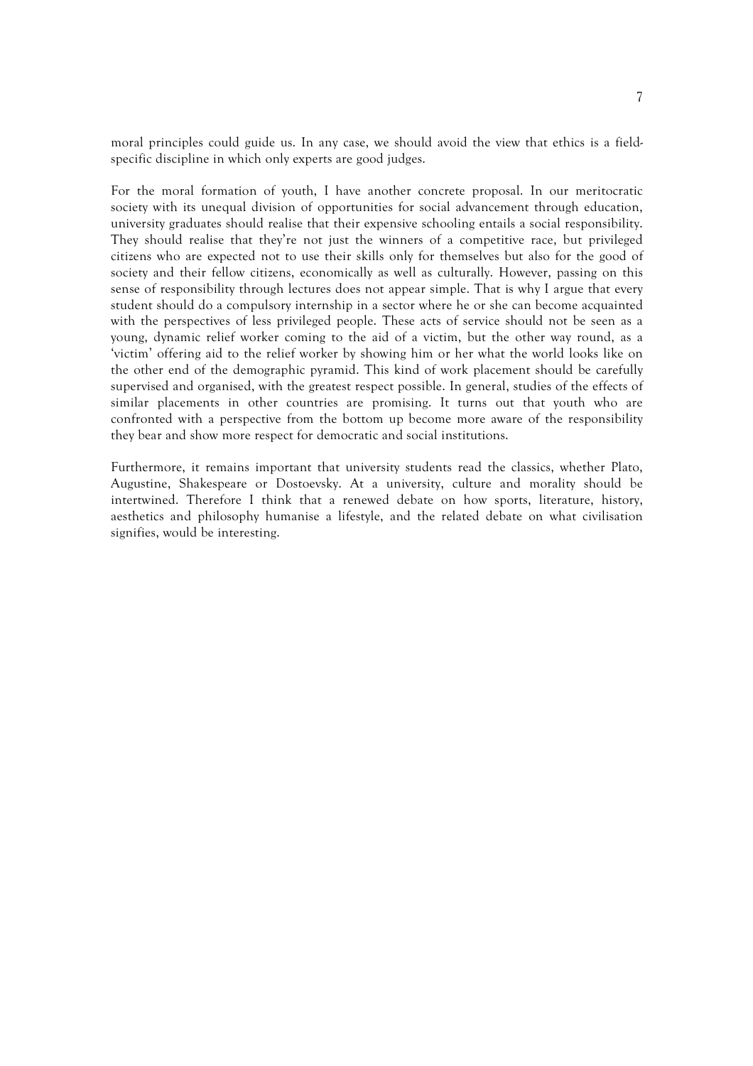moral principles could guide us. In any case, we should avoid the view that ethics is a field-specific discipline in which only experts are good judges.

For the moral formation of youth, I have another concrete proposal. In our meritocratic society with its unequal division of opportunities for social advancement through education, university graduates should realise that their expensive schooling entails a social responsibility. They should realise that they're not just the winners of a competitive race, but privileged citizens who are expected not to use their skills only for themselves but also for the good of society and their fellow citizens, economically as well as culturally. However, passing on this sense of responsibility through lectures does not appear simple. That is why I argue that every student should do a compulsory internship in a sector where he or she can become acquainted with the perspectives of less privileged people. These acts of service should not be seen as a young, dynamic relief worker coming to the aid of a victim, but the other way round, as a 'victim' offering aid to the relief worker by showing him or her what the world looks like on the other end of the demographic pyramid. This kind of work placement should be carefully supervised and organised, with the greatest respect possible. In general, studies of the effects of similar placements in other countries are promising. It turns out that youth who are confronted with a perspective from the bottom up become more aware of the responsibility they bear and show more respect for democratic and social institutions.

Furthermore, it remains important that university students read the classics, whether Plato, Augustine, Shakespeare or Dostoevsky. At a university, culture and morality should be intertwined. Therefore I think that a renewed debate on how sports, literature, history, aesthetics and philosophy humanise a lifestyle, and the related debate on what civilisation signifies, would be interesting.